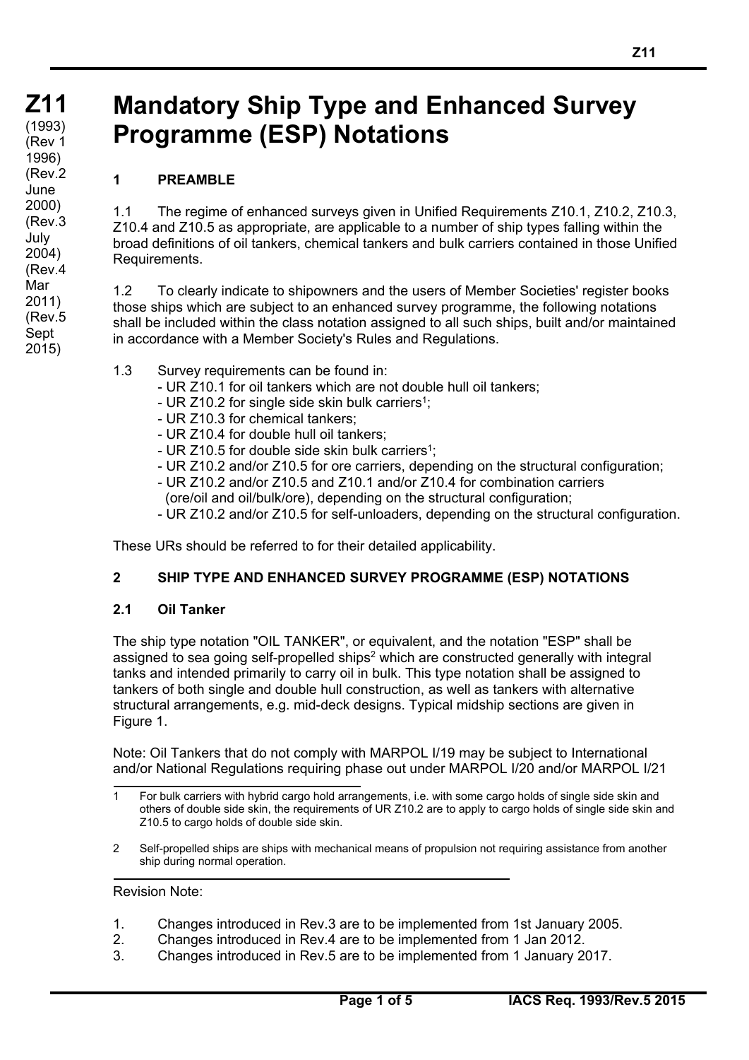# Z11

(1993)
(Rev 1 1996)
(Rev.2 June 2000)
(Rev.3 July 2004)
(Rev.4 Mar 2011)
(Rev.5 Sept 2015)

# Mandatory Ship Type and Enhanced Survey Programme (ESP) Notations

## 1 PREAMBLE

1.1 The regime of enhanced surveys given in Unified Requirements Z10.1, Z10.2, Z10.3, Z10.4 and Z10.5 as appropriate, are applicable to a number of ship types falling within the broad definitions of oil tankers, chemical tankers and bulk carriers contained in those Unified Requirements.

1.2 To clearly indicate to shipowners and the users of Member Societies' register books those ships which are subject to an enhanced survey programme, the following notations shall be included within the class notation assigned to all such ships, built and/or maintained in accordance with a Member Society's Rules and Regulations.

1.3 Survey requirements can be found in:

- UR Z10.1 for oil tankers which are not double hull oil tankers;
- UR Z10.2 for single side skin bulk carriers[1];
- UR Z10.3 for chemical tankers;
- UR Z10.4 for double hull oil tankers;
- UR Z10.5 for double side skin bulk carriers[1];
- UR Z10.2 and/or Z10.5 for ore carriers, depending on the structural configuration;
- UR Z10.2 and/or Z10.5 and Z10.1 and/or Z10.4 for combination carriers (ore/oil and oil/bulk/ore), depending on the structural configuration;
- UR Z10.2 and/or Z10.5 for self-unloaders, depending on the structural configuration.

These URs should be referred to for their detailed applicability.

## 2 SHIP TYPE AND ENHANCED SURVEY PROGRAMME (ESP) NOTATIONS

### 2.1 Oil Tanker

The ship type notation "OIL TANKER", or equivalent, and the notation "ESP" shall be assigned to sea going self-propelled ships[2] which are constructed generally with integral tanks and intended primarily to carry oil in bulk. This type notation shall be assigned to tankers of both single and double hull construction, as well as tankers with alternative structural arrangements, e.g. mid-deck designs. Typical midship sections are given in Figure 1.

Note: Oil Tankers that do not comply with MARPOL I/19 may be subject to International and/or National Regulations requiring phase out under MARPOL I/20 and/or MARPOL I/21

---

1 For bulk carriers with hybrid cargo hold arrangements, i.e. with some cargo holds of single side skin and others of double side skin, the requirements of UR Z10.2 are to apply to cargo holds of single side skin and Z10.5 to cargo holds of double side skin.

2 Self-propelled ships are ships with mechanical means of propulsion not requiring assistance from another ship during normal operation.

---

Revision Note:

1. Changes introduced in Rev.3 are to be implemented from 1st January 2005.
2. Changes introduced in Rev.4 are to be implemented from 1 Jan 2012.
3. Changes introduced in Rev.5 are to be implemented from 1 January 2017.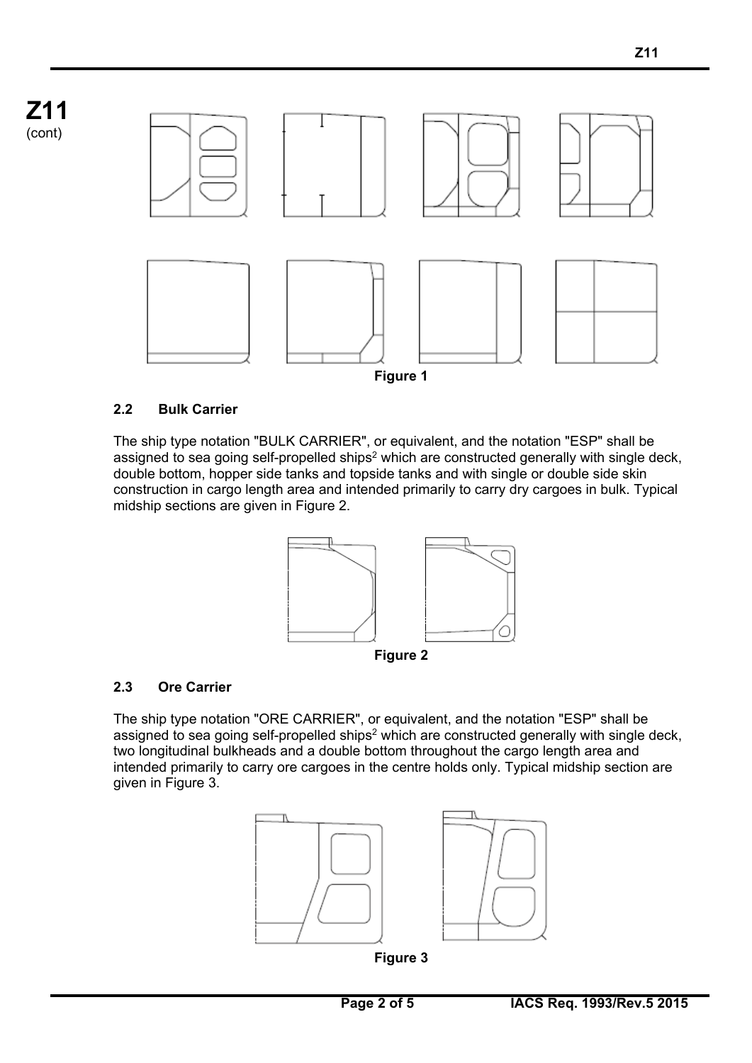Figure 1

### 2.2 Bulk Carrier

The ship type notation "BULK CARRIER", or equivalent, and the notation "ESP" shall be assigned to sea going self-propelled ships[2] which are constructed generally with single deck, double bottom, hopper side tanks and topside tanks and with single or double side skin construction in cargo length area and intended primarily to carry dry cargoes in bulk. Typical midship sections are given in Figure 2.

Figure 2

### 2.3 Ore Carrier

The ship type notation "ORE CARRIER", or equivalent, and the notation "ESP" shall be assigned to sea going self-propelled ships[2] which are constructed generally with single deck, two longitudinal bulkheads and a double bottom throughout the cargo length area and intended primarily to carry ore cargoes in the centre holds only. Typical midship section are given in Figure 3.

Figure 3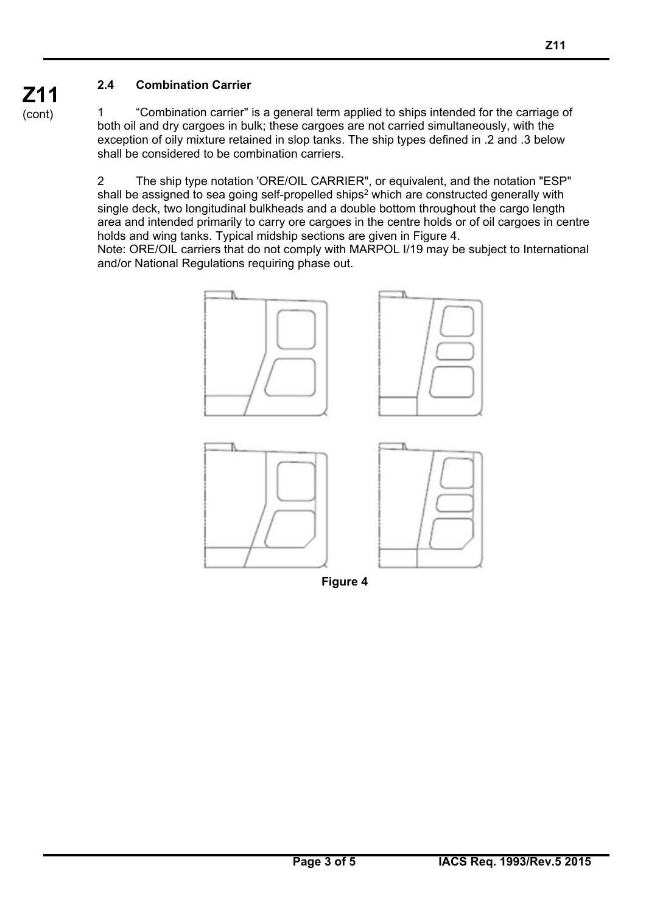### 2.4 Combination Carrier

1 “Combination carrier" is a general term applied to ships intended for the carriage of both oil and dry cargoes in bulk; these cargoes are not carried simultaneously, with the exception of oily mixture retained in slop tanks. The ship types defined in .2 and .3 below shall be considered to be combination carriers.

2 The ship type notation 'ORE/OIL CARRIER", or equivalent, and the notation "ESP" shall be assigned to sea going self-propelled ships[2] which are constructed generally with single deck, two longitudinal bulkheads and a double bottom throughout the cargo length area and intended primarily to carry ore cargoes in the centre holds or of oil cargoes in centre holds and wing tanks. Typical midship sections are given in Figure 4.
Note: ORE/OIL carriers that do not comply with MARPOL I/19 may be subject to International and/or National Regulations requiring phase out.

**Figure 4**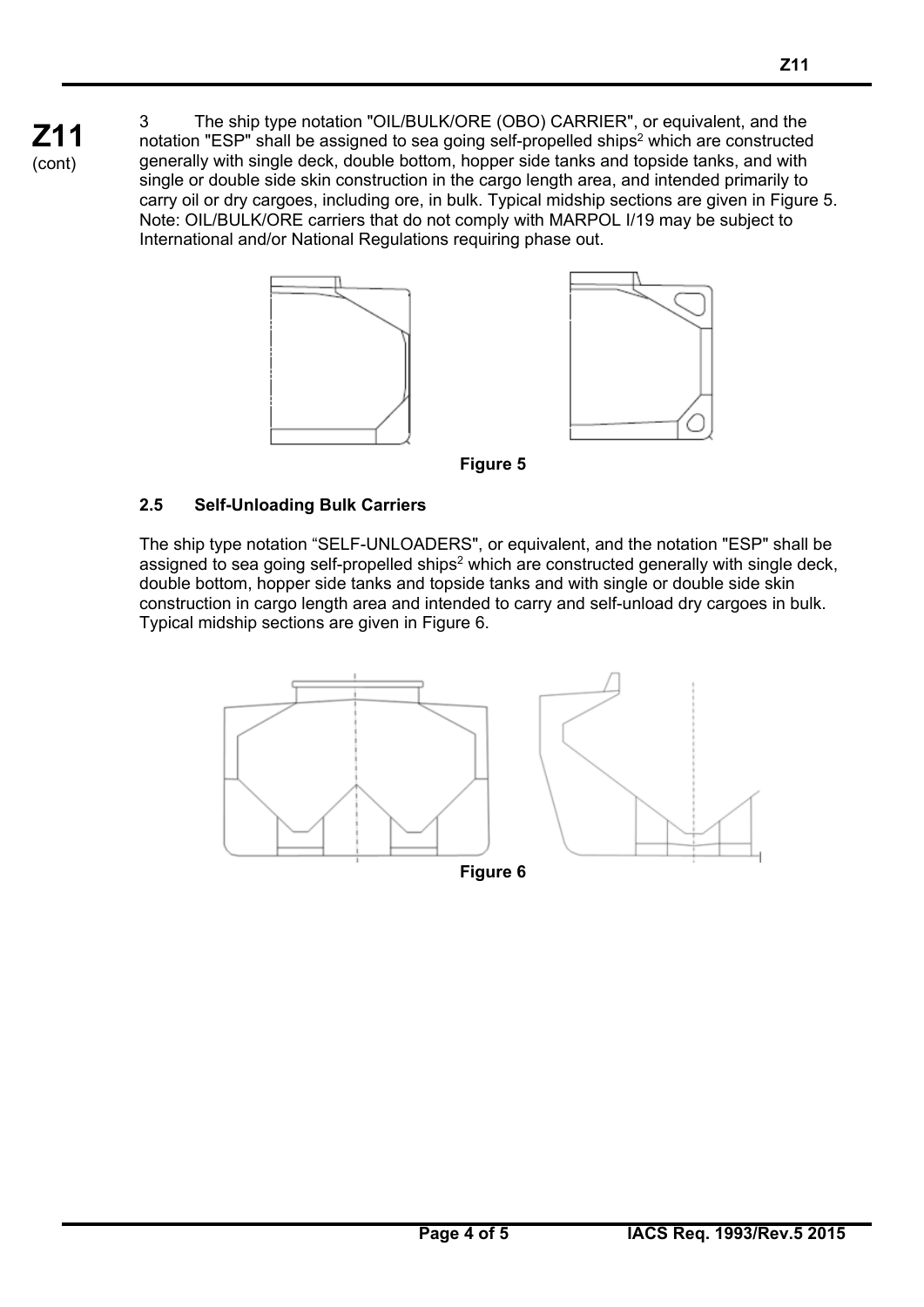3 The ship type notation "OIL/BULK/ORE (OBO) CARRIER", or equivalent, and the notation "ESP" shall be assigned to sea going self-propelled ships[2] which are constructed generally with single deck, double bottom, hopper side tanks and topside tanks, and with single or double side skin construction in the cargo length area, and intended primarily to carry oil or dry cargoes, including ore, in bulk. Typical midship sections are given in Figure 5. Note: OIL/BULK/ORE carriers that do not comply with MARPOL I/19 may be subject to International and/or National Regulations requiring phase out.

**Figure 5**

### 2.5 Self-Unloading Bulk Carriers

The ship type notation “SELF-UNLOADERS", or equivalent, and the notation "ESP" shall be assigned to sea going self-propelled ships[2] which are constructed generally with single deck, double bottom, hopper side tanks and topside tanks and with single or double side skin construction in cargo length area and intended to carry and self-unload dry cargoes in bulk. Typical midship sections are given in Figure 6.

**Figure 6**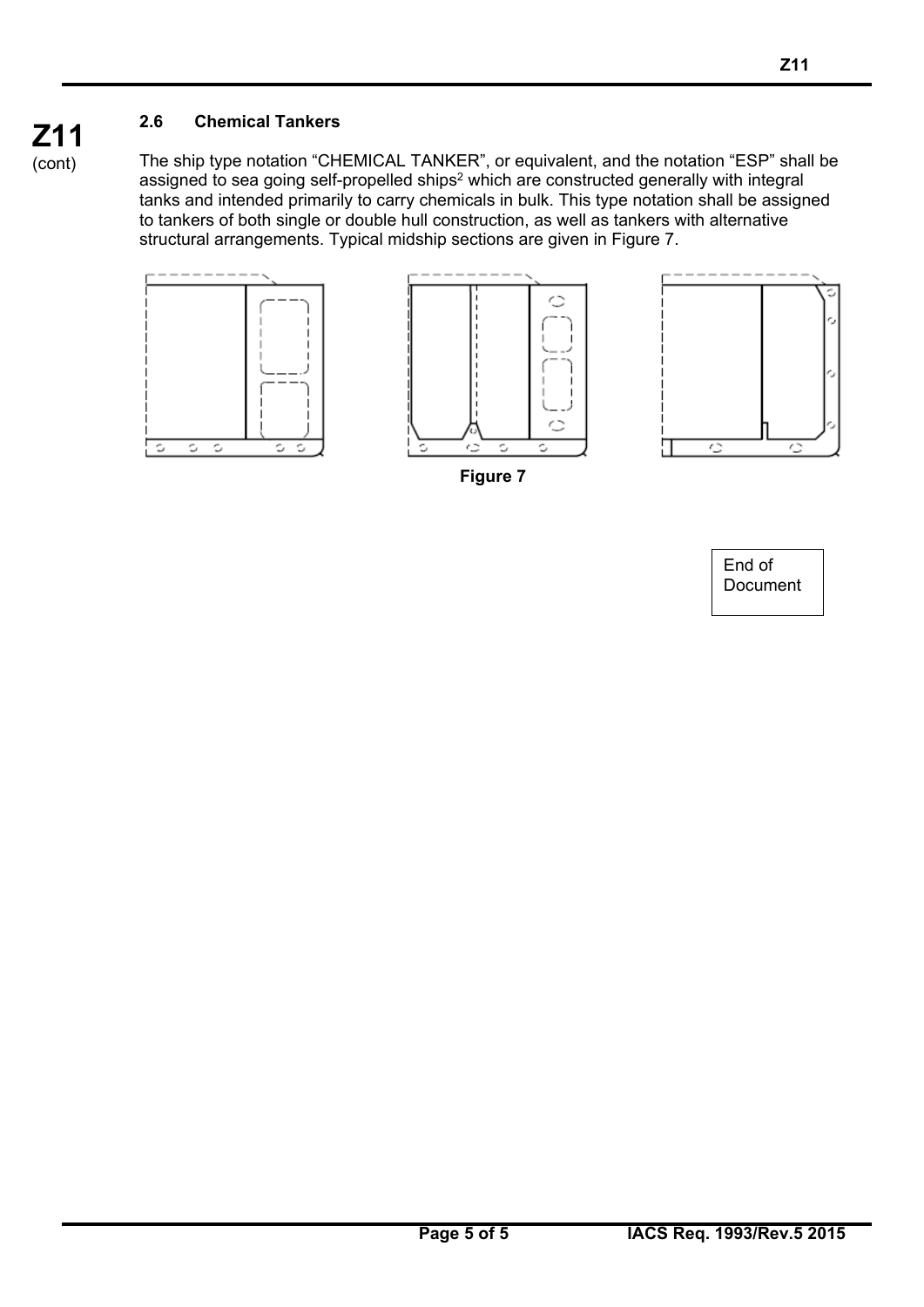## 2.6 Chemical Tankers

The ship type notation “CHEMICAL TANKER”, or equivalent, and the notation “ESP” shall be assigned to sea going self-propelled ships[2] which are constructed generally with integral tanks and intended primarily to carry chemicals in bulk. This type notation shall be assigned to tankers of both single or double hull construction, as well as tankers with alternative structural arrangements. Typical midship sections are given in Figure 7.

**Figure 7**

End of Document